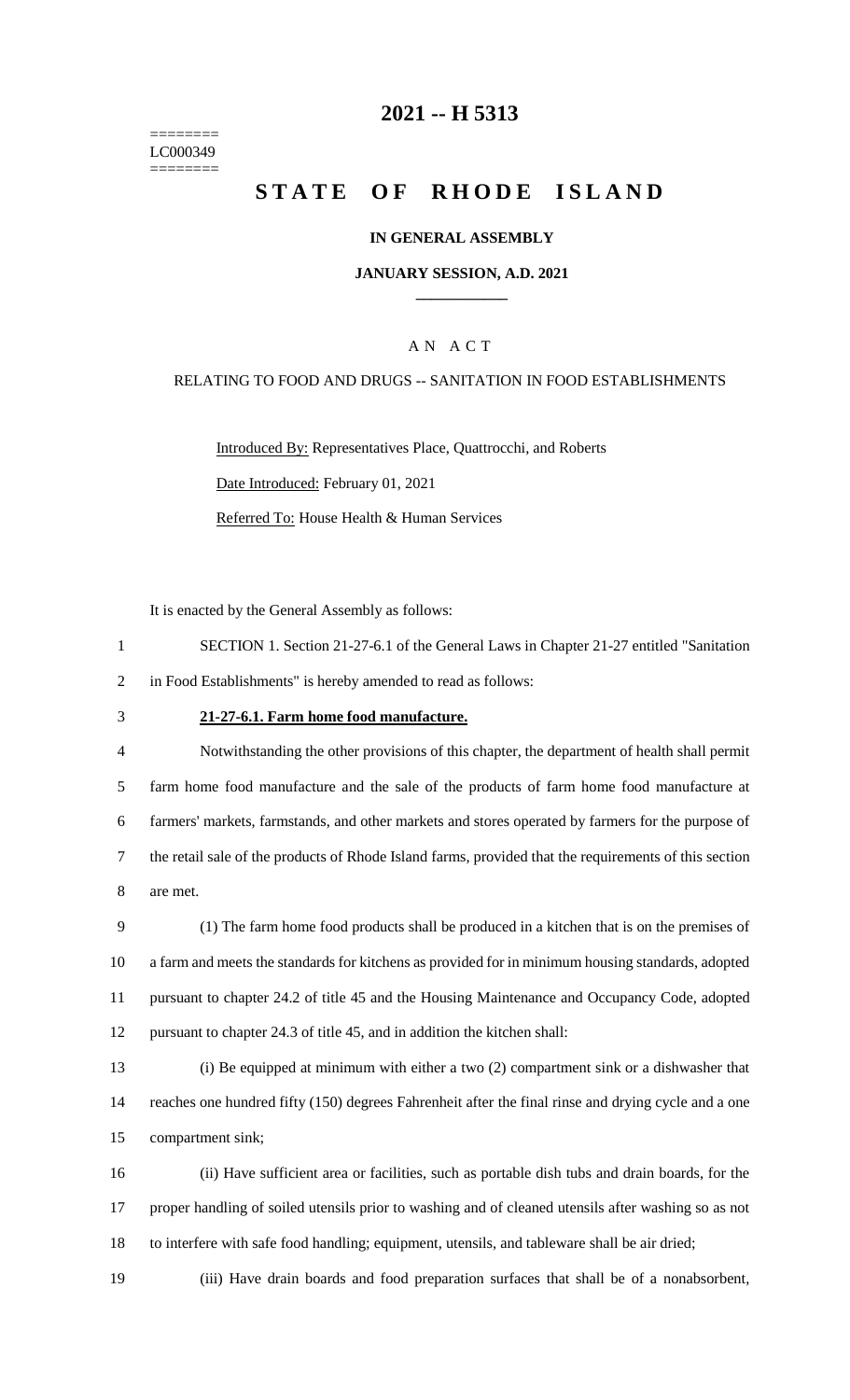========
LC000349
========

# 2021 -- H 5313

# STATE OF RHODE ISLAND

**IN GENERAL ASSEMBLY**

**JANUARY SESSION, A.D. 2021**

## A N A C T

RELATING TO FOOD AND DRUGS -- SANITATION IN FOOD ESTABLISHMENTS

Introduced By: Representatives Place, Quattrocchi, and Roberts

Date Introduced: February 01, 2021

Referred To: House Health & Human Services

It is enacted by the General Assembly as follows:

1 SECTION 1. Section 21-27-6.1 of the General Laws in Chapter 21-27 entitled "Sanitation
2 in Food Establishments" is hereby amended to read as follows:

3 **21-27-6.1. Farm home food manufacture.**

4 Notwithstanding the other provisions of this chapter, the department of health shall permit
5 farm home food manufacture and the sale of the products of farm home food manufacture at
6 farmers' markets, farmstands, and other markets and stores operated by farmers for the purpose of
7 the retail sale of the products of Rhode Island farms, provided that the requirements of this section
8 are met.

9 (1) The farm home food products shall be produced in a kitchen that is on the premises of
10 a farm and meets the standards for kitchens as provided for in minimum housing standards, adopted
11 pursuant to chapter 24.2 of title 45 and the Housing Maintenance and Occupancy Code, adopted
12 pursuant to chapter 24.3 of title 45, and in addition the kitchen shall:

13 (i) Be equipped at minimum with either a two (2) compartment sink or a dishwasher that
14 reaches one hundred fifty (150) degrees Fahrenheit after the final rinse and drying cycle and a one
15 compartment sink;

16 (ii) Have sufficient area or facilities, such as portable dish tubs and drain boards, for the
17 proper handling of soiled utensils prior to washing and of cleaned utensils after washing so as not
18 to interfere with safe food handling; equipment, utensils, and tableware shall be air dried;

19 (iii) Have drain boards and food preparation surfaces that shall be of a nonabsorbent,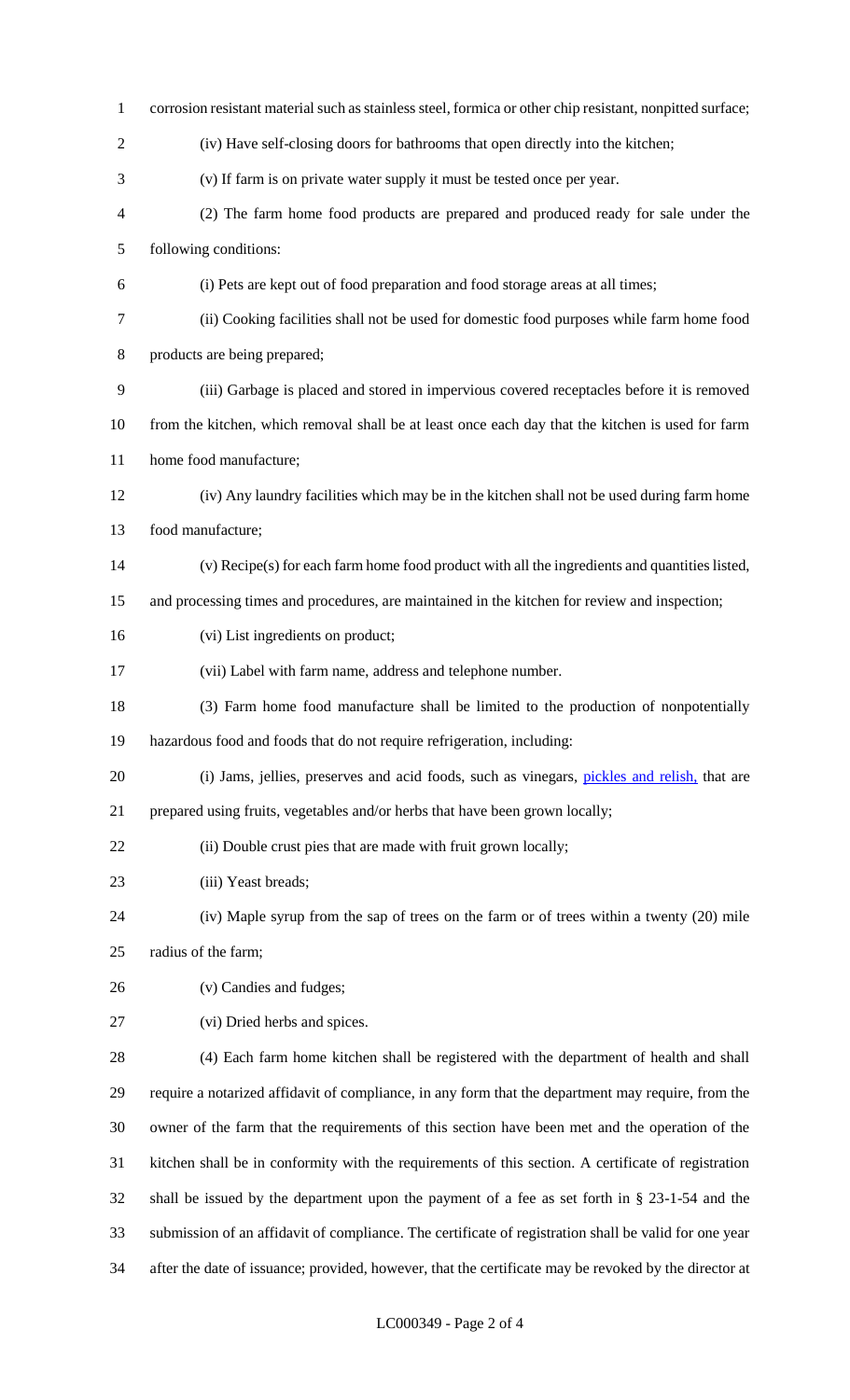corrosion resistant material such as stainless steel, formica or other chip resistant, nonpitted surface;

(iv) Have self-closing doors for bathrooms that open directly into the kitchen;

(v) If farm is on private water supply it must be tested once per year.

(2) The farm home food products are prepared and produced ready for sale under the following conditions:

(i) Pets are kept out of food preparation and food storage areas at all times;

(ii) Cooking facilities shall not be used for domestic food purposes while farm home food products are being prepared;

(iii) Garbage is placed and stored in impervious covered receptacles before it is removed from the kitchen, which removal shall be at least once each day that the kitchen is used for farm home food manufacture;

(iv) Any laundry facilities which may be in the kitchen shall not be used during farm home food manufacture;

(v) Recipe(s) for each farm home food product with all the ingredients and quantities listed, and processing times and procedures, are maintained in the kitchen for review and inspection;

(vi) List ingredients on product;

(vii) Label with farm name, address and telephone number.

(3) Farm home food manufacture shall be limited to the production of nonpotentially hazardous food and foods that do not require refrigeration, including:

(i) Jams, jellies, preserves and acid foods, such as vinegars, pickles and relish, that are prepared using fruits, vegetables and/or herbs that have been grown locally;

(ii) Double crust pies that are made with fruit grown locally;

(iii) Yeast breads;

(iv) Maple syrup from the sap of trees on the farm or of trees within a twenty (20) mile radius of the farm;

(v) Candies and fudges;

(vi) Dried herbs and spices.

(4) Each farm home kitchen shall be registered with the department of health and shall require a notarized affidavit of compliance, in any form that the department may require, from the owner of the farm that the requirements of this section have been met and the operation of the kitchen shall be in conformity with the requirements of this section. A certificate of registration shall be issued by the department upon the payment of a fee as set forth in § 23-1-54 and the submission of an affidavit of compliance. The certificate of registration shall be valid for one year after the date of issuance; provided, however, that the certificate may be revoked by the director at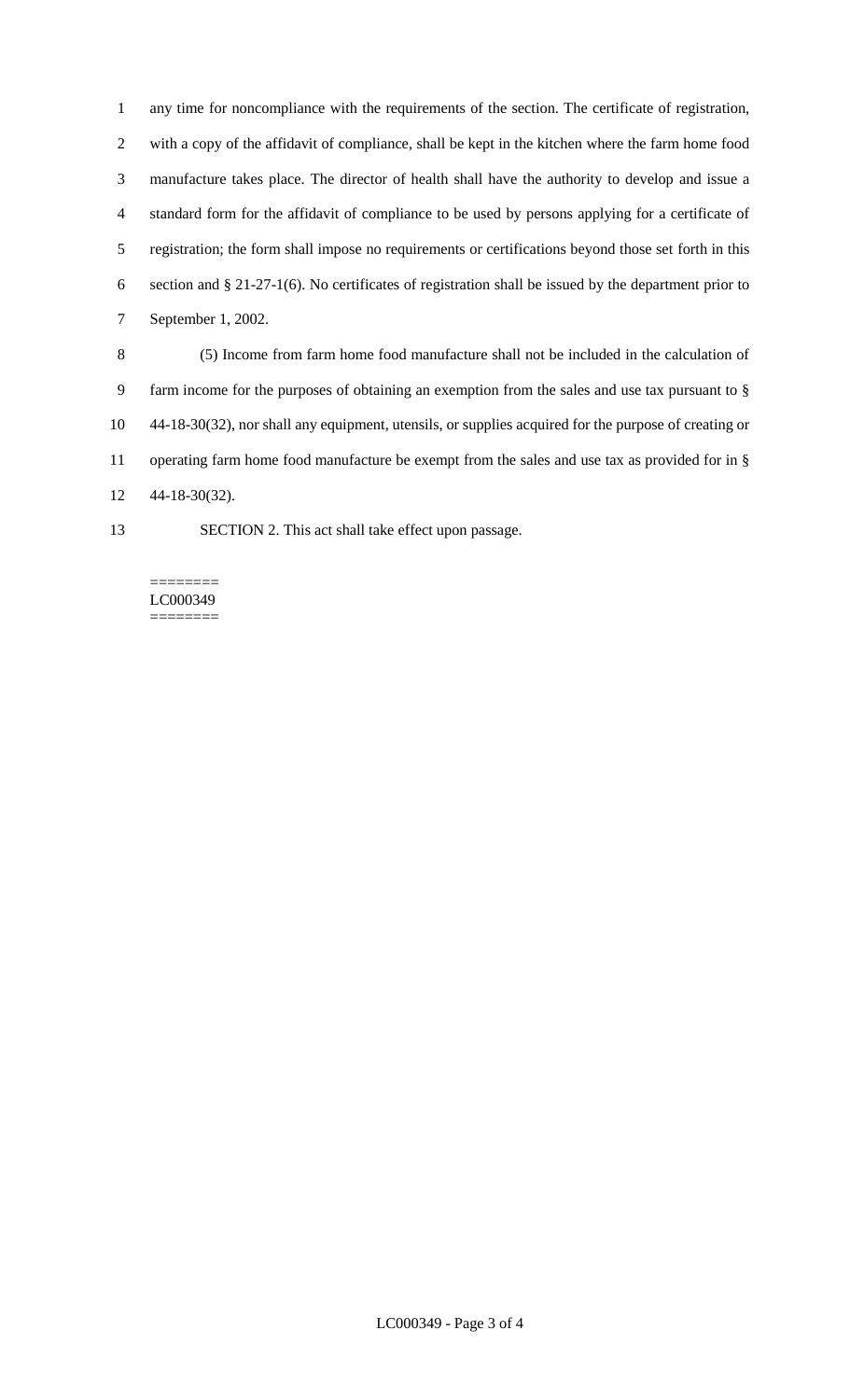any time for noncompliance with the requirements of the section. The certificate of registration, with a copy of the affidavit of compliance, shall be kept in the kitchen where the farm home food manufacture takes place. The director of health shall have the authority to develop and issue a standard form for the affidavit of compliance to be used by persons applying for a certificate of registration; the form shall impose no requirements or certifications beyond those set forth in this section and § 21-27-1(6). No certificates of registration shall be issued by the department prior to September 1, 2002.

(5) Income from farm home food manufacture shall not be included in the calculation of farm income for the purposes of obtaining an exemption from the sales and use tax pursuant to § 44-18-30(32), nor shall any equipment, utensils, or supplies acquired for the purpose of creating or operating farm home food manufacture be exempt from the sales and use tax as provided for in § 44-18-30(32).

SECTION 2. This act shall take effect upon passage.

========
LC000349
========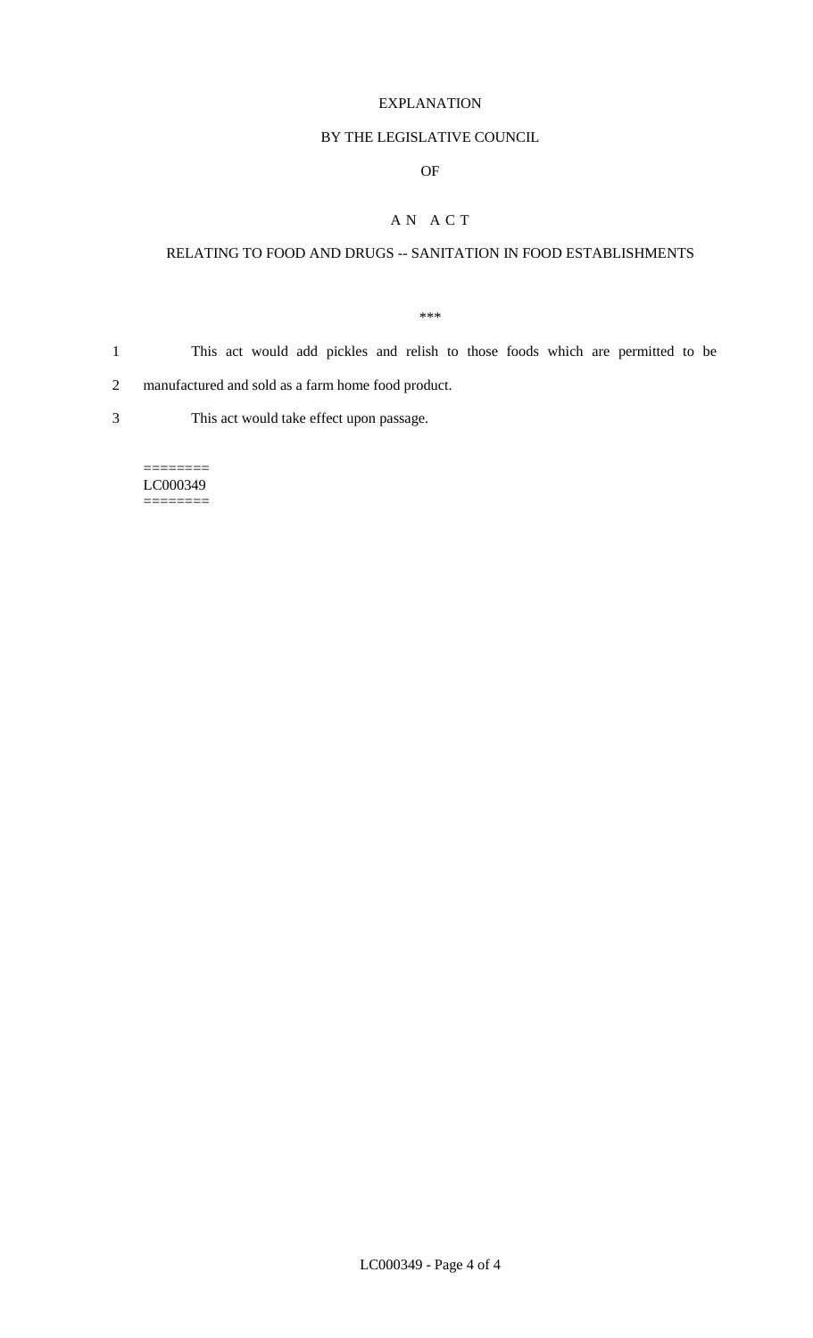EXPLANATION

BY THE LEGISLATIVE COUNCIL

OF

A N A C T

RELATING TO FOOD AND DRUGS -- SANITATION IN FOOD ESTABLISHMENTS

\*\*\*

1 This act would add pickles and relish to those foods which are permitted to be

2 manufactured and sold as a farm home food product.

3 This act would take effect upon passage.

========
LC000349
========